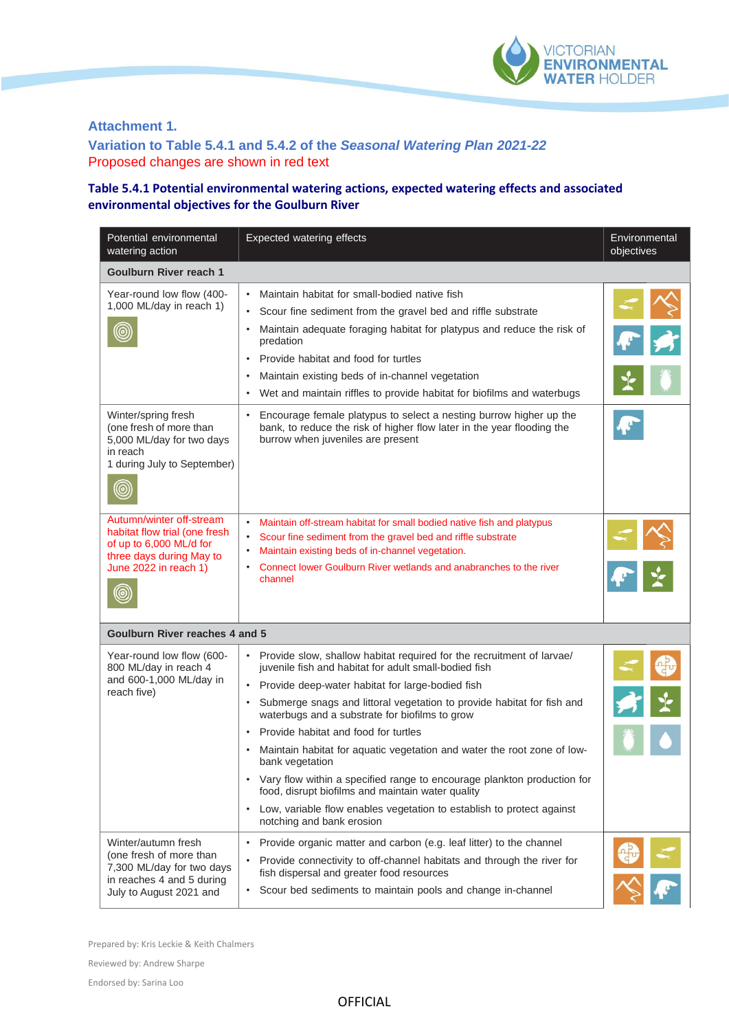## Attachment 1.

## Variation to Table 5.4.1 and 5.4.2 of the *Seasonal Watering Plan 2021-22*

Proposed changes are shown in red text

### Table 5.4.1 Potential environmental watering actions, expected watering effects and associated environmental objectives for the Goulburn River

| Potential environmental watering action | Expected watering effects | Environmental objectives |
|---|---|---|
| **Goulburn River reach 1** | | |
| Year-round low flow (400-1,000 ML/day in reach 1) | • Maintain habitat for small-bodied native fish<br>• Scour fine sediment from the gravel bed and riffle substrate<br>• Maintain adequate foraging habitat for platypus and reduce the risk of predation<br>• Provide habitat and food for turtles<br>• Maintain existing beds of in-channel vegetation<br>• Wet and maintain riffles to provide habitat for biofilms and waterbugs | |
| Winter/spring fresh (one fresh of more than 5,000 ML/day for two days in reach 1 during July to September) | • Encourage female platypus to select a nesting burrow higher up the bank, to reduce the risk of higher flow later in the year flooding the burrow when juveniles are present | |
| Autumn/winter off-stream habitat flow trial (one fresh of up to 6,000 ML/d for three days during May to June 2022 in reach 1) | • Maintain off-stream habitat for small bodied native fish and platypus<br>• Scour fine sediment from the gravel bed and riffle substrate<br>• Maintain existing beds of in-channel vegetation.<br>• Connect lower Goulburn River wetlands and anabranches to the river channel | |
| **Goulburn River reaches 4 and 5** | | |
| Year-round low flow (600-800 ML/day in reach 4 and 600-1,000 ML/day in reach five) | • Provide slow, shallow habitat required for the recruitment of larvae/ juvenile fish and habitat for adult small-bodied fish<br>• Provide deep-water habitat for large-bodied fish<br>• Submerge snags and littoral vegetation to provide habitat for fish and waterbugs and a substrate for biofilms to grow<br>• Provide habitat and food for turtles<br>• Maintain habitat for aquatic vegetation and water the root zone of low-bank vegetation<br>• Vary flow within a specified range to encourage plankton production for food, disrupt biofilms and maintain water quality<br>• Low, variable flow enables vegetation to establish to protect against notching and bank erosion | |
| Winter/autumn fresh (one fresh of more than 7,300 ML/day for two days in reaches 4 and 5 during July to August 2021 and | • Provide organic matter and carbon (e.g. leaf litter) to the channel<br>• Provide connectivity to off-channel habitats and through the river for fish dispersal and greater food resources<br>• Scour bed sediments to maintain pools and change in-channel | |

Prepared by: Kris Leckie & Keith Chalmers

Reviewed by: Andrew Sharpe

Endorsed by: Sarina Loo

OFFICIAL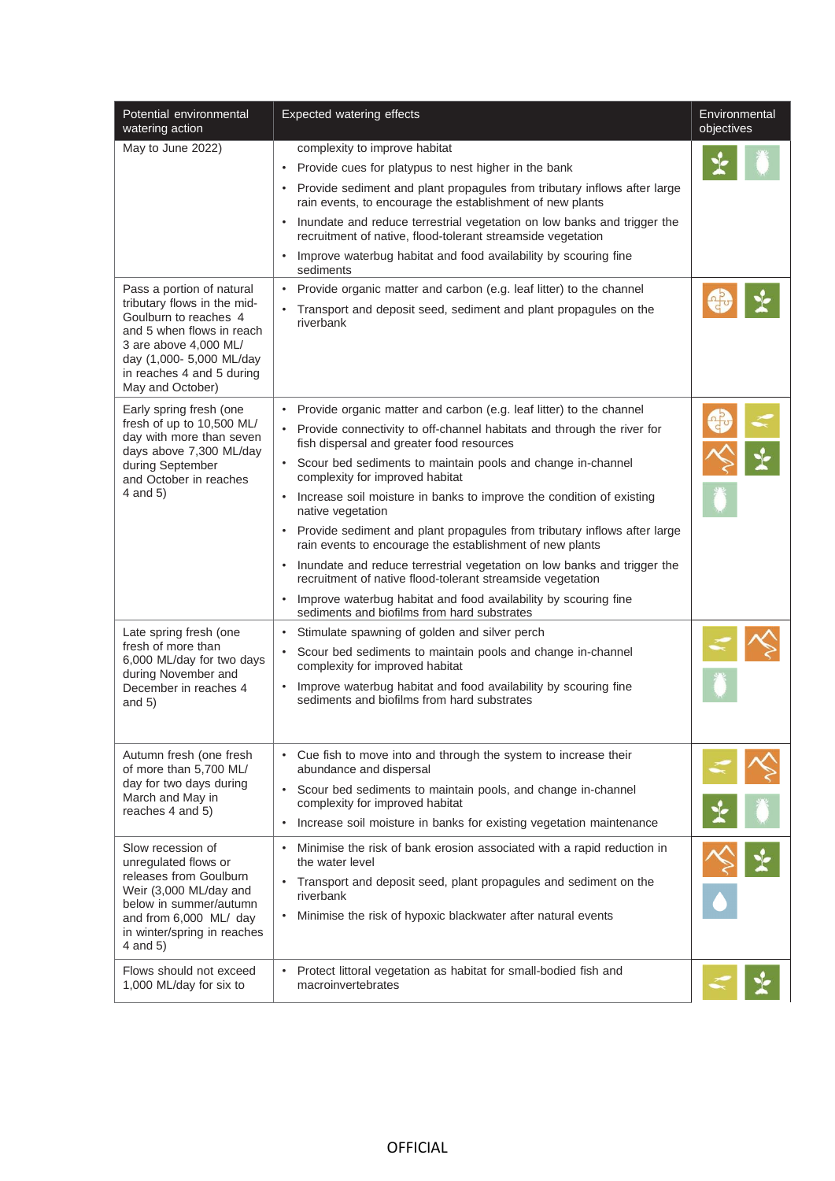| Potential environmental watering action | Expected watering effects | Environmental objectives |
|---|---|---|
| May to June 2022) | complexity to improve habitat<br>• Provide cues for platypus to nest higher in the bank<br>• Provide sediment and plant propagules from tributary inflows after large rain events, to encourage the establishment of new plants<br>• Inundate and reduce terrestrial vegetation on low banks and trigger the recruitment of native, flood-tolerant streamside vegetation<br>• Improve waterbug habitat and food availability by scouring fine sediments | |
| Pass a portion of natural tributary flows in the mid-Goulburn to reaches 4 and 5 when flows in reach 3 are above 4,000 ML/ day (1,000- 5,000 ML/day in reaches 4 and 5 during May and October) | • Provide organic matter and carbon (e.g. leaf litter) to the channel<br>• Transport and deposit seed, sediment and plant propagules on the riverbank | |
| Early spring fresh (one fresh of up to 10,500 ML/ day with more than seven days above 7,300 ML/day during September and October in reaches 4 and 5) | • Provide organic matter and carbon (e.g. leaf litter) to the channel<br>• Provide connectivity to off-channel habitats and through the river for fish dispersal and greater food resources<br>• Scour bed sediments to maintain pools and change in-channel complexity for improved habitat<br>• Increase soil moisture in banks to improve the condition of existing native vegetation<br>• Provide sediment and plant propagules from tributary inflows after large rain events to encourage the establishment of new plants<br>• Inundate and reduce terrestrial vegetation on low banks and trigger the recruitment of native flood-tolerant streamside vegetation<br>• Improve waterbug habitat and food availability by scouring fine sediments and biofilms from hard substrates | |
| Late spring fresh (one fresh of more than 6,000 ML/day for two days during November and December in reaches 4 and 5) | • Stimulate spawning of golden and silver perch<br>• Scour bed sediments to maintain pools and change in-channel complexity for improved habitat<br>• Improve waterbug habitat and food availability by scouring fine sediments and biofilms from hard substrates | |
| Autumn fresh (one fresh of more than 5,700 ML/ day for two days during March and May in reaches 4 and 5) | • Cue fish to move into and through the system to increase their abundance and dispersal<br>• Scour bed sediments to maintain pools, and change in-channel complexity for improved habitat<br>• Increase soil moisture in banks for existing vegetation maintenance | |
| Slow recession of unregulated flows or releases from Goulburn Weir (3,000 ML/day and below in summer/autumn and from 6,000 ML/ day in winter/spring in reaches 4 and 5) | • Minimise the risk of bank erosion associated with a rapid reduction in the water level<br>• Transport and deposit seed, plant propagules and sediment on the riverbank<br>• Minimise the risk of hypoxic blackwater after natural events | |
| Flows should not exceed 1,000 ML/day for six to | • Protect littoral vegetation as habitat for small-bodied fish and macroinvertebrates | |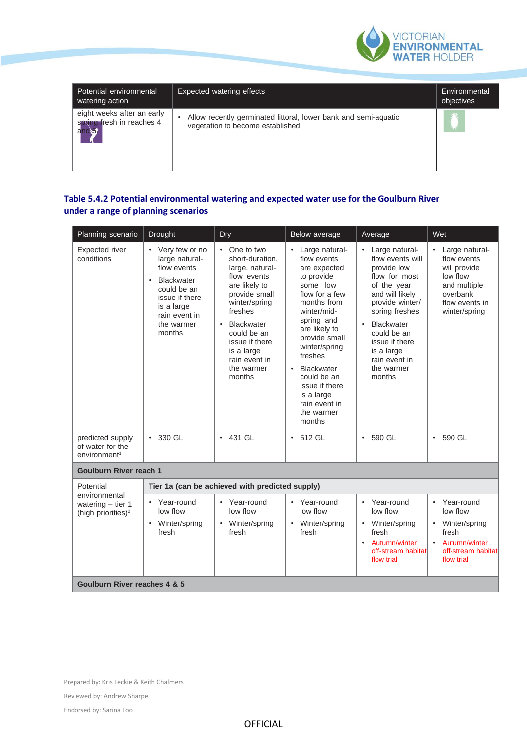| Potential environmental watering action | Expected watering effects | Environmental objectives |
| --- | --- | --- |
| eight weeks after an early spring fresh in reaches 4 and 5 | • Allow recently germinated littoral, lower bank and semi-aquatic vegetation to become established | |

**Table 5.4.2 Potential environmental watering and expected water use for the Goulburn River under a range of planning scenarios**

| Planning scenario | Drought | Dry | Below average | Average | Wet |
| --- | --- | --- | --- | --- | --- |
| Expected river conditions | • Very few or no large natural-flow events<br>• Blackwater could be an issue if there is a large rain event in the warmer months | • One to two short-duration, large, natural-flow events are likely to provide small winter/spring freshes<br>• Blackwater could be an issue if there is a large rain event in the warmer months | • Large natural-flow events are expected to provide some low flow for a few months from winter/mid-spring and are likely to provide small winter/spring freshes<br>• Blackwater could be an issue if there is a large rain event in the warmer months | • Large natural-flow events will provide low flow for most of the year and will likely provide winter/spring freshes<br>• Blackwater could be an issue if there is a large rain event in the warmer months | • Large natural-flow events will provide low flow and multiple overbank flow events in winter/spring |
| predicted supply of water for the environment[1] | • 330 GL | • 431 GL | • 512 GL | • 590 GL | • 590 GL |
| **Goulburn River reach 1** | | | | | |
| Potential environmental watering – tier 1 (high priorities)[2] | **Tier 1a (can be achieved with predicted supply)** | | | | |
| | • Year-round low flow<br>• Winter/spring fresh | • Year-round low flow<br>• Winter/spring fresh | • Year-round low flow<br>• Winter/spring fresh | • Year-round low flow<br>• Winter/spring fresh<br>• Autumn/winter off-stream habitat flow trial | • Year-round low flow<br>• Winter/spring fresh<br>• Autumn/winter off-stream habitat flow trial |
| **Goulburn River reaches 4 & 5** | | | | | |

Prepared by: Kris Leckie & Keith Chalmers

Reviewed by: Andrew Sharpe

Endorsed by: Sarina Loo

OFFICIAL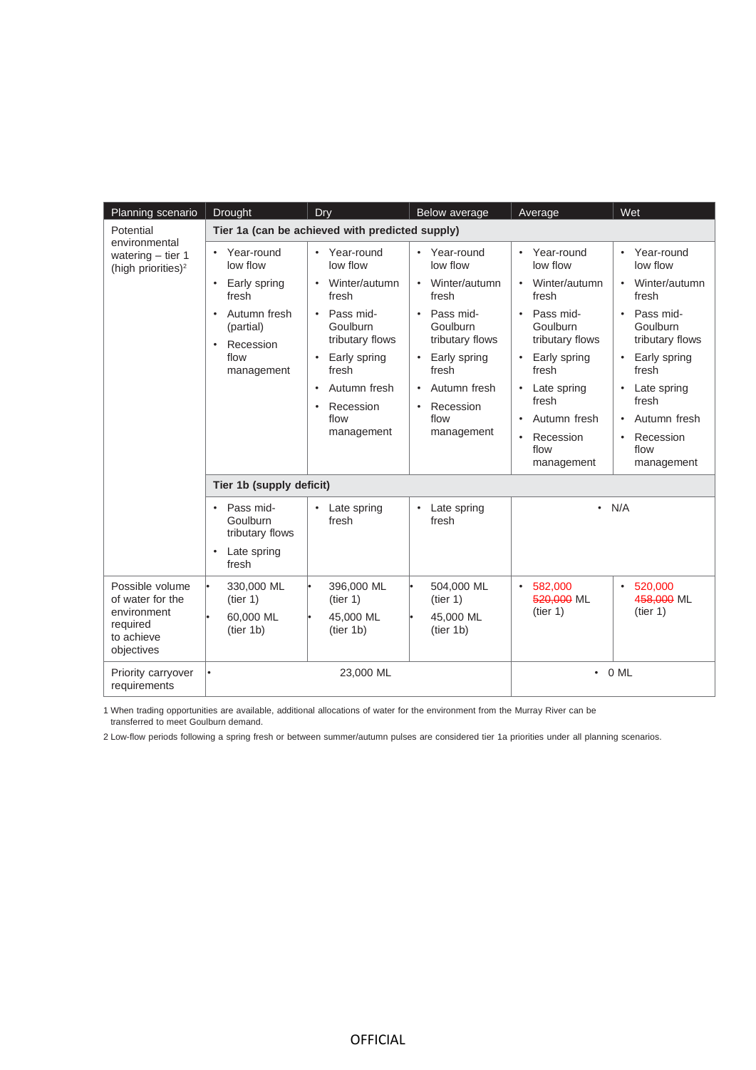| Planning scenario | Drought | Dry | Below average | Average | Wet |
|---|---|---|---|---|---|
| Potential environmental watering – tier 1 (high priorities)[2] | **Tier 1a (can be achieved with predicted supply)** | | | | |
| | • Year-round low flow<br>• Early spring fresh<br>• Autumn fresh (partial)<br>• Recession flow management | • Year-round low flow<br>• Winter/autumn fresh<br>• Pass mid-Goulburn tributary flows<br>• Early spring fresh<br>• Autumn fresh<br>• Recession flow management | • Year-round low flow<br>• Winter/autumn fresh<br>• Pass mid-Goulburn tributary flows<br>• Early spring fresh<br>• Autumn fresh<br>• Recession flow management | • Year-round low flow<br>• Winter/autumn fresh<br>• Pass mid-Goulburn tributary flows<br>• Early spring fresh<br>• Late spring fresh<br>• Autumn fresh<br>• Recession flow management | • Year-round low flow<br>• Winter/autumn fresh<br>• Pass mid-Goulburn tributary flows<br>• Early spring fresh<br>• Late spring fresh<br>• Autumn fresh<br>• Recession flow management |
| | **Tier 1b (supply deficit)** | | | | |
| | • Pass mid-Goulburn tributary flows<br>• Late spring fresh | • Late spring fresh | • Late spring fresh | • N/A | |
| Possible volume of water for the environment required to achieve objectives | • 330,000 ML (tier 1)<br>• 60,000 ML (tier 1b) | • 396,000 ML (tier 1)<br>• 45,000 ML (tier 1b) | • 504,000 ML (tier 1)<br>• 45,000 ML (tier 1b) | • 582,000 ~~520,000~~ ML (tier 1) | • 520,000 ~~458,000~~ ML (tier 1) |
| Priority carryover requirements | • 23,000 ML | | | • 0 ML | |

1 When trading opportunities are available, additional allocations of water for the environment from the Murray River can be transferred to meet Goulburn demand.

2 Low-flow periods following a spring fresh or between summer/autumn pulses are considered tier 1a priorities under all planning scenarios.